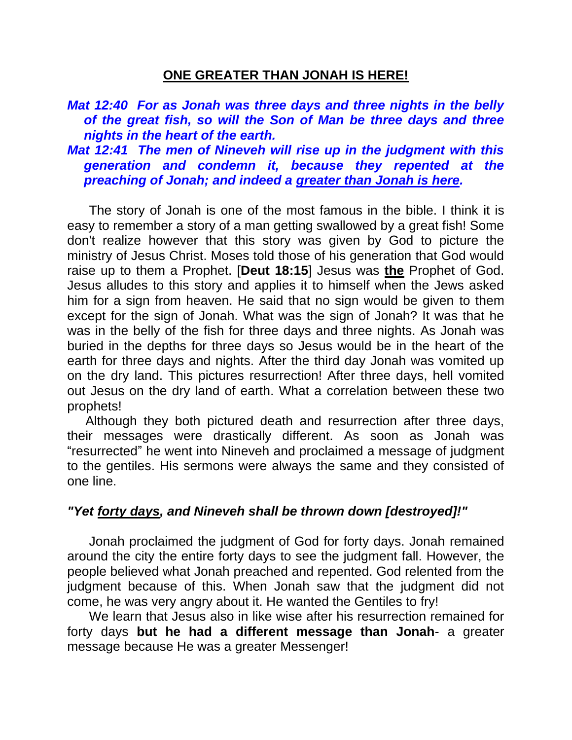# ONE GREATER THAN JONAH IS HERE!

***Mat 12:40  For as Jonah was three days and three nights in the belly of the great fish, so will the Son of Man be three days and three nights in the heart of the earth.***

***Mat 12:41  The men of Nineveh will rise up in the judgment with this generation and condemn it, because they repented at the preaching of Jonah; and indeed a <u>greater than Jonah is here</u>.***

The story of Jonah is one of the most famous in the bible. I think it is easy to remember a story of a man getting swallowed by a great fish! Some don't realize however that this story was given by God to picture the ministry of Jesus Christ. Moses told those of his generation that God would raise up to them a Prophet. [**Deut 18:15**] Jesus was **<u>the</u>** Prophet of God. Jesus alludes to this story and applies it to himself when the Jews asked him for a sign from heaven. He said that no sign would be given to them except for the sign of Jonah. What was the sign of Jonah? It was that he was in the belly of the fish for three days and three nights. As Jonah was buried in the depths for three days so Jesus would be in the heart of the earth for three days and nights. After the third day Jonah was vomited up on the dry land. This pictures resurrection! After three days, hell vomited out Jesus on the dry land of earth. What a correlation between these two prophets!

Although they both pictured death and resurrection after three days, their messages were drastically different. As soon as Jonah was "resurrected" he went into Nineveh and proclaimed a message of judgment to the gentiles. His sermons were always the same and they consisted of one line.

***"Yet <u>forty days</u>, and Nineveh shall be thrown down [destroyed]!"***

Jonah proclaimed the judgment of God for forty days. Jonah remained around the city the entire forty days to see the judgment fall. However, the people believed what Jonah preached and repented. God relented from the judgment because of this. When Jonah saw that the judgment did not come, he was very angry about it. He wanted the Gentiles to fry!

We learn that Jesus also in like wise after his resurrection remained for forty days **but he had a different message than Jonah**- a greater message because He was a greater Messenger!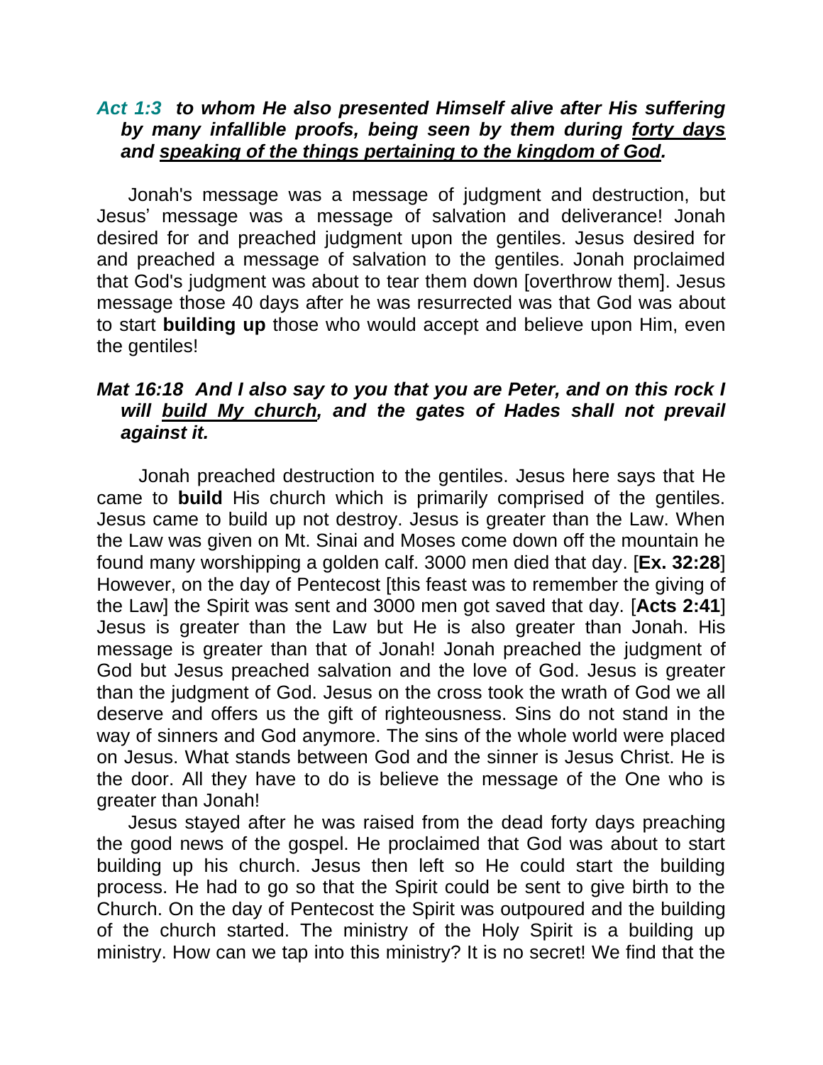***Act 1:3  to whom He also presented Himself alive after His suffering by many infallible proofs, being seen by them during <u>forty days</u> and <u>speaking of the things pertaining to the kingdom of God</u>.***

Jonah's message was a message of judgment and destruction, but Jesus' message was a message of salvation and deliverance! Jonah desired for and preached judgment upon the gentiles. Jesus desired for and preached a message of salvation to the gentiles. Jonah proclaimed that God's judgment was about to tear them down [overthrow them]. Jesus message those 40 days after he was resurrected was that God was about to start **building up** those who would accept and believe upon Him, even the gentiles!

***Mat 16:18  And I also say to you that you are Peter, and on this rock I will <u>build My church</u>, and the gates of Hades shall not prevail against it.***

Jonah preached destruction to the gentiles. Jesus here says that He came to **build** His church which is primarily comprised of the gentiles. Jesus came to build up not destroy. Jesus is greater than the Law. When the Law was given on Mt. Sinai and Moses come down off the mountain he found many worshipping a golden calf. 3000 men died that day. [**Ex. 32:28**] However, on the day of Pentecost [this feast was to remember the giving of the Law] the Spirit was sent and 3000 men got saved that day. [**Acts 2:41**] Jesus is greater than the Law but He is also greater than Jonah. His message is greater than that of Jonah! Jonah preached the judgment of God but Jesus preached salvation and the love of God. Jesus is greater than the judgment of God. Jesus on the cross took the wrath of God we all deserve and offers us the gift of righteousness. Sins do not stand in the way of sinners and God anymore. The sins of the whole world were placed on Jesus. What stands between God and the sinner is Jesus Christ. He is the door. All they have to do is believe the message of the One who is greater than Jonah!

Jesus stayed after he was raised from the dead forty days preaching the good news of the gospel. He proclaimed that God was about to start building up his church. Jesus then left so He could start the building process. He had to go so that the Spirit could be sent to give birth to the Church. On the day of Pentecost the Spirit was outpoured and the building of the church started. The ministry of the Holy Spirit is a building up ministry. How can we tap into this ministry? It is no secret! We find that the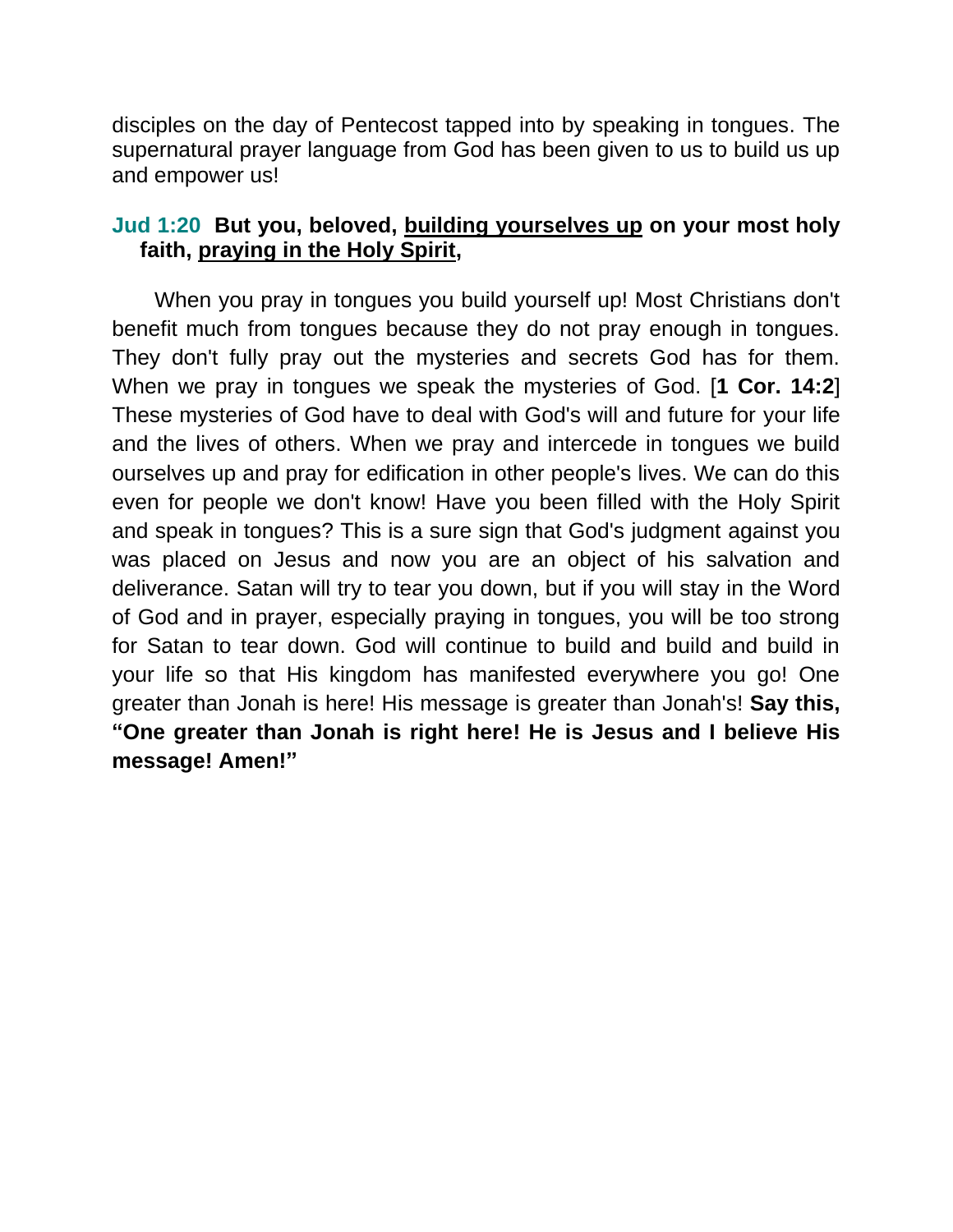disciples on the day of Pentecost tapped into by speaking in tongues. The supernatural prayer language from God has been given to us to build us up and empower us!

**Jud 1:20 But you, beloved, <u>building yourselves up</u> on your most holy faith, <u>praying in the Holy Spirit</u>,**

When you pray in tongues you build yourself up! Most Christians don't benefit much from tongues because they do not pray enough in tongues. They don't fully pray out the mysteries and secrets God has for them. When we pray in tongues we speak the mysteries of God. [**1 Cor. 14:2**] These mysteries of God have to deal with God's will and future for your life and the lives of others. When we pray and intercede in tongues we build ourselves up and pray for edification in other people's lives. We can do this even for people we don't know! Have you been filled with the Holy Spirit and speak in tongues? This is a sure sign that God's judgment against you was placed on Jesus and now you are an object of his salvation and deliverance. Satan will try to tear you down, but if you will stay in the Word of God and in prayer, especially praying in tongues, you will be too strong for Satan to tear down. God will continue to build and build and build in your life so that His kingdom has manifested everywhere you go! One greater than Jonah is here! His message is greater than Jonah's! **Say this, "One greater than Jonah is right here! He is Jesus and I believe His message! Amen!"**